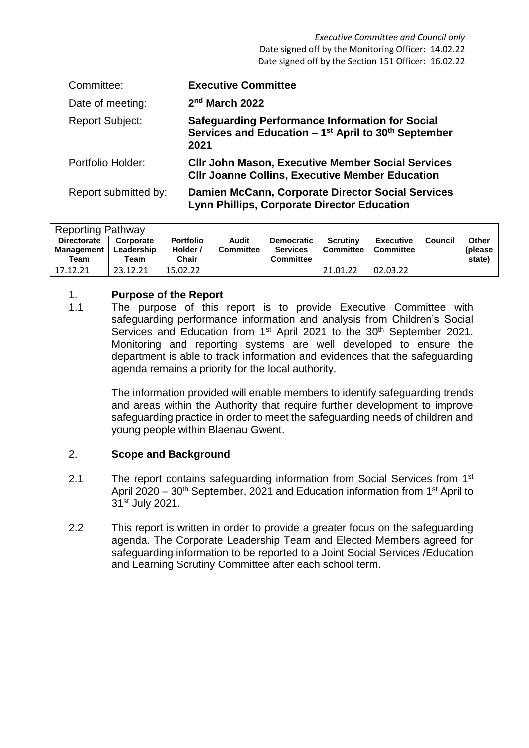*Executive Committee and Council only*
Date signed off by the Monitoring Officer: 14.02.22
Date signed off by the Section 151 Officer: 16.02.22

| | |
|---|---|
| Committee: | **Executive Committee** |
| Date of meeting: | **2nd March 2022** |
| Report Subject: | **Safeguarding Performance Information for Social Services and Education – 1st April to 30th September 2021** |
| Portfolio Holder: | **Cllr John Mason, Executive Member Social Services**<br>**Cllr Joanne Collins, Executive Member Education** |
| Report submitted by: | **Damien McCann, Corporate Director Social Services**<br>**Lynn Phillips, Corporate Director Education** |

| Reporting Pathway | | | | | | | | |
|---|---|---|---|---|---|---|---|---|
| **Directorate Management Team** | **Corporate Leadership Team** | **Portfolio Holder / Chair** | **Audit Committee** | **Democratic Services Committee** | **Scrutiny Committee** | **Executive Committee** | **Council** | **Other (please state)** |
| 17.12.21 | 23.12.21 | 15.02.22 | | | 21.01.22 | 02.03.22 | | |

## 1. Purpose of the Report

1.1 The purpose of this report is to provide Executive Committee with safeguarding performance information and analysis from Children's Social Services and Education from 1st April 2021 to the 30th September 2021. Monitoring and reporting systems are well developed to ensure the department is able to track information and evidences that the safeguarding agenda remains a priority for the local authority.

The information provided will enable members to identify safeguarding trends and areas within the Authority that require further development to improve safeguarding practice in order to meet the safeguarding needs of children and young people within Blaenau Gwent.

## 2. Scope and Background

2.1 The report contains safeguarding information from Social Services from 1st April 2020 – 30th September, 2021 and Education information from 1st April to 31st July 2021.

2.2 This report is written in order to provide a greater focus on the safeguarding agenda. The Corporate Leadership Team and Elected Members agreed for safeguarding information to be reported to a Joint Social Services /Education and Learning Scrutiny Committee after each school term.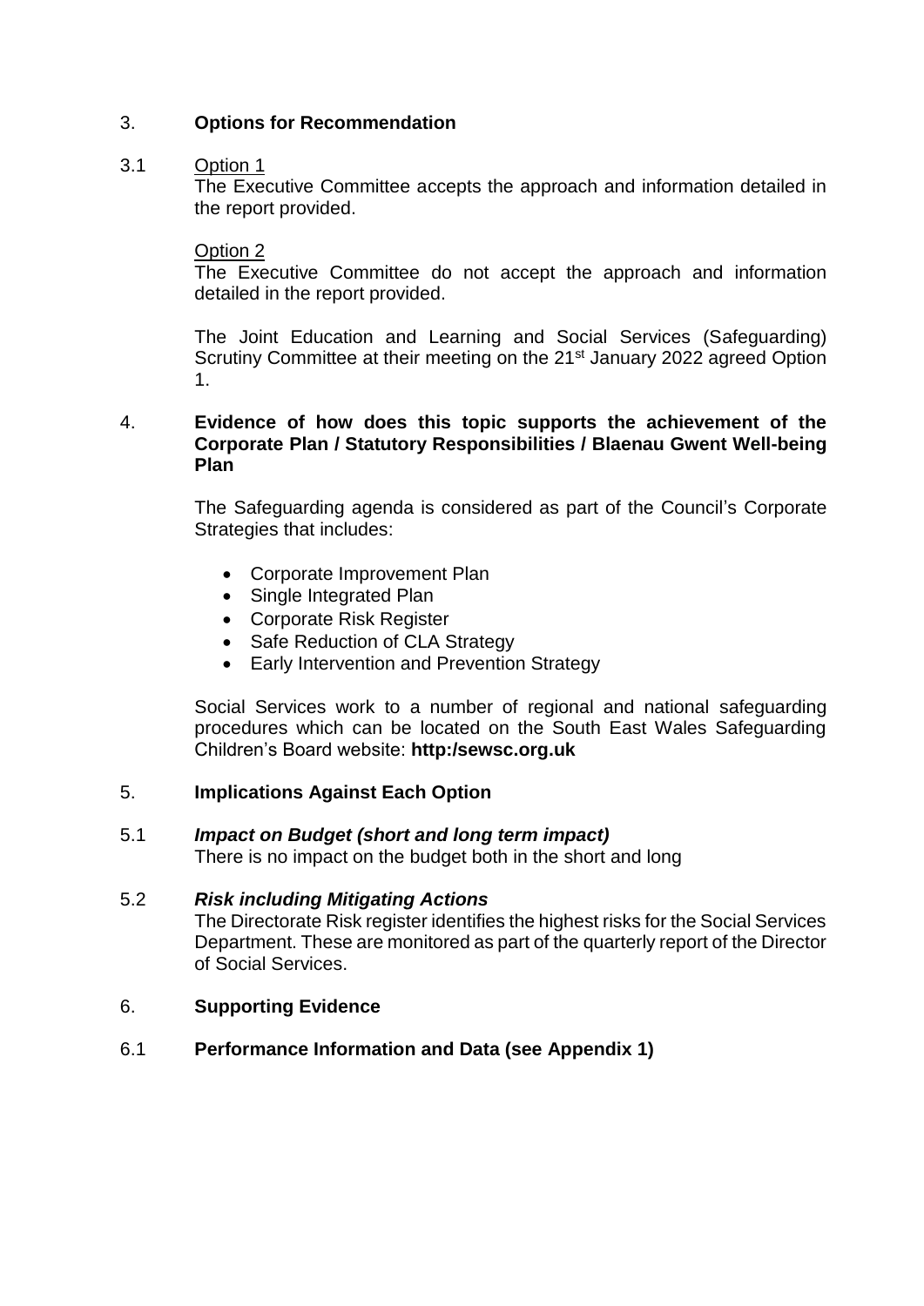## 3. Options for Recommendation

3.1 Option 1

The Executive Committee accepts the approach and information detailed in the report provided.

Option 2

The Executive Committee do not accept the approach and information detailed in the report provided.

The Joint Education and Learning and Social Services (Safeguarding) Scrutiny Committee at their meeting on the 21st January 2022 agreed Option 1.

## 4. Evidence of how does this topic supports the achievement of the Corporate Plan / Statutory Responsibilities / Blaenau Gwent Well-being Plan

The Safeguarding agenda is considered as part of the Council's Corporate Strategies that includes:

- Corporate Improvement Plan
- Single Integrated Plan
- Corporate Risk Register
- Safe Reduction of CLA Strategy
- Early Intervention and Prevention Strategy

Social Services work to a number of regional and national safeguarding procedures which can be located on the South East Wales Safeguarding Children's Board website: **http:/sewsc.org.uk**

## 5. Implications Against Each Option

5.1 ***Impact on Budget (short and long term impact)***

There is no impact on the budget both in the short and long

5.2 ***Risk including Mitigating Actions***

The Directorate Risk register identifies the highest risks for the Social Services Department. These are monitored as part of the quarterly report of the Director of Social Services.

## 6. Supporting Evidence

6.1 **Performance Information and Data (see Appendix 1)**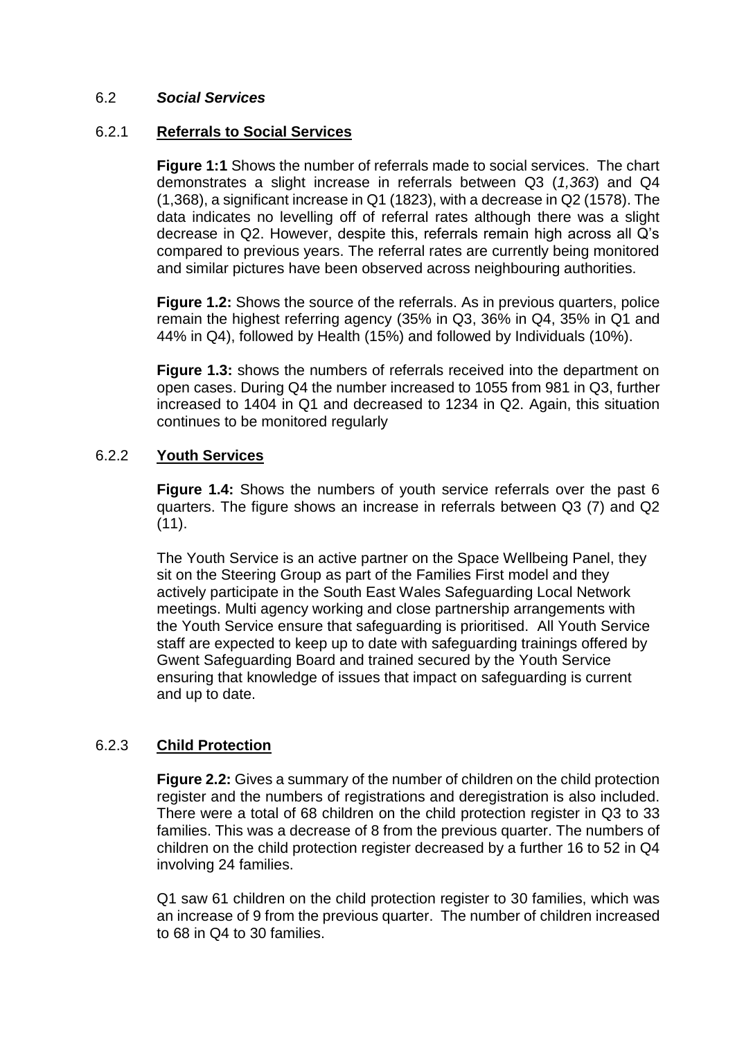## 6.2 *Social Services*

### 6.2.1 **Referrals to Social Services**

**Figure 1:1** Shows the number of referrals made to social services. The chart demonstrates a slight increase in referrals between Q3 (*1,363*) and Q4 (1,368), a significant increase in Q1 (1823), with a decrease in Q2 (1578). The data indicates no levelling off of referral rates although there was a slight decrease in Q2. However, despite this, referrals remain high across all Q's compared to previous years. The referral rates are currently being monitored and similar pictures have been observed across neighbouring authorities.

**Figure 1.2:** Shows the source of the referrals. As in previous quarters, police remain the highest referring agency (35% in Q3, 36% in Q4, 35% in Q1 and 44% in Q4), followed by Health (15%) and followed by Individuals (10%).

**Figure 1.3:** shows the numbers of referrals received into the department on open cases. During Q4 the number increased to 1055 from 981 in Q3, further increased to 1404 in Q1 and decreased to 1234 in Q2. Again, this situation continues to be monitored regularly

### 6.2.2 **Youth Services**

**Figure 1.4:** Shows the numbers of youth service referrals over the past 6 quarters. The figure shows an increase in referrals between Q3 (7) and Q2 (11).

The Youth Service is an active partner on the Space Wellbeing Panel, they sit on the Steering Group as part of the Families First model and they actively participate in the South East Wales Safeguarding Local Network meetings. Multi agency working and close partnership arrangements with the Youth Service ensure that safeguarding is prioritised. All Youth Service staff are expected to keep up to date with safeguarding trainings offered by Gwent Safeguarding Board and trained secured by the Youth Service ensuring that knowledge of issues that impact on safeguarding is current and up to date.

### 6.2.3 **Child Protection**

**Figure 2.2:** Gives a summary of the number of children on the child protection register and the numbers of registrations and deregistration is also included. There were a total of 68 children on the child protection register in Q3 to 33 families. This was a decrease of 8 from the previous quarter. The numbers of children on the child protection register decreased by a further 16 to 52 in Q4 involving 24 families.

Q1 saw 61 children on the child protection register to 30 families, which was an increase of 9 from the previous quarter. The number of children increased to 68 in Q4 to 30 families.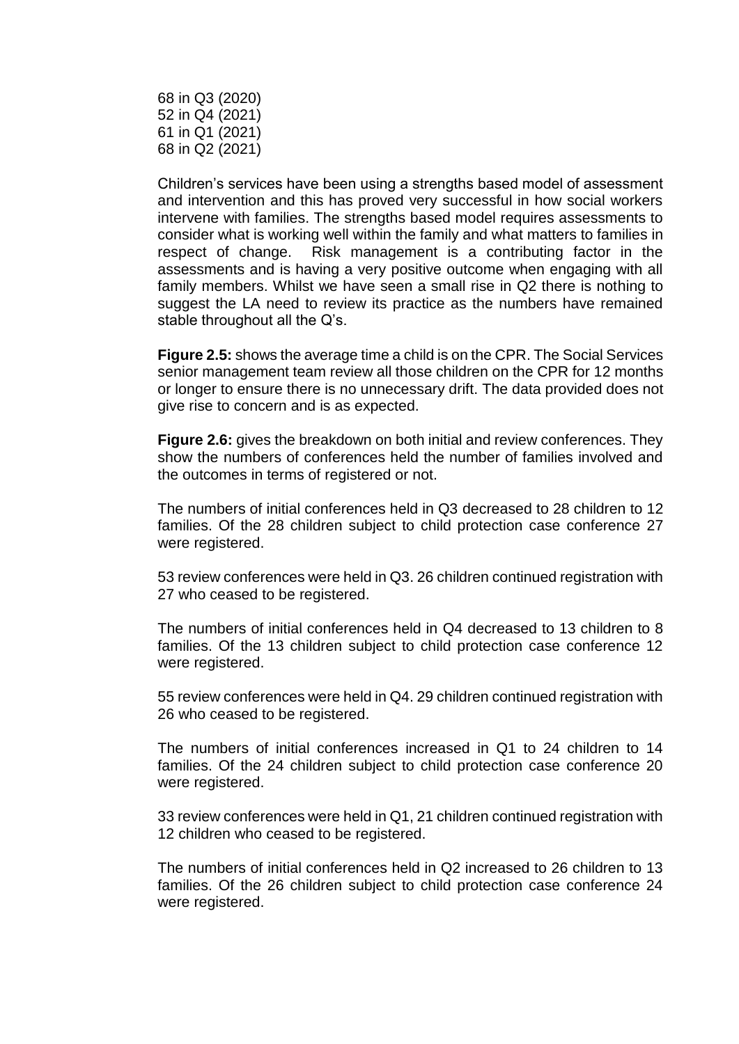68 in Q3 (2020)
52 in Q4 (2021)
61 in Q1 (2021)
68 in Q2 (2021)

Children's services have been using a strengths based model of assessment and intervention and this has proved very successful in how social workers intervene with families. The strengths based model requires assessments to consider what is working well within the family and what matters to families in respect of change. Risk management is a contributing factor in the assessments and is having a very positive outcome when engaging with all family members. Whilst we have seen a small rise in Q2 there is nothing to suggest the LA need to review its practice as the numbers have remained stable throughout all the Q's.

**Figure 2.5:** shows the average time a child is on the CPR. The Social Services senior management team review all those children on the CPR for 12 months or longer to ensure there is no unnecessary drift. The data provided does not give rise to concern and is as expected.

**Figure 2.6:** gives the breakdown on both initial and review conferences. They show the numbers of conferences held the number of families involved and the outcomes in terms of registered or not.

The numbers of initial conferences held in Q3 decreased to 28 children to 12 families. Of the 28 children subject to child protection case conference 27 were registered.

53 review conferences were held in Q3. 26 children continued registration with 27 who ceased to be registered.

The numbers of initial conferences held in Q4 decreased to 13 children to 8 families. Of the 13 children subject to child protection case conference 12 were registered.

55 review conferences were held in Q4. 29 children continued registration with 26 who ceased to be registered.

The numbers of initial conferences increased in Q1 to 24 children to 14 families. Of the 24 children subject to child protection case conference 20 were registered.

33 review conferences were held in Q1, 21 children continued registration with 12 children who ceased to be registered.

The numbers of initial conferences held in Q2 increased to 26 children to 13 families. Of the 26 children subject to child protection case conference 24 were registered.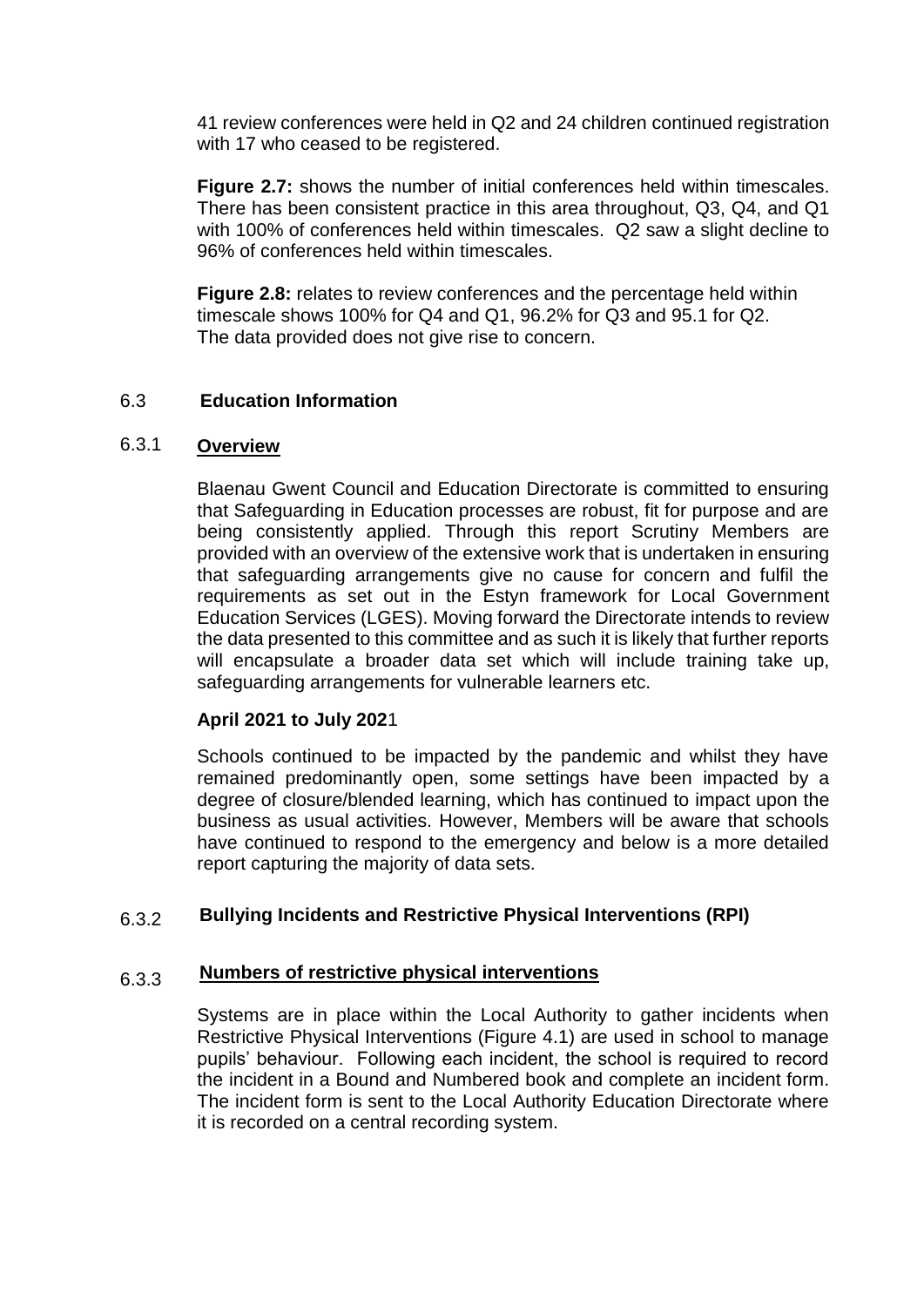41 review conferences were held in Q2 and 24 children continued registration with 17 who ceased to be registered.

**Figure 2.7:** shows the number of initial conferences held within timescales. There has been consistent practice in this area throughout, Q3, Q4, and Q1 with 100% of conferences held within timescales. Q2 saw a slight decline to 96% of conferences held within timescales.

**Figure 2.8:** relates to review conferences and the percentage held within timescale shows 100% for Q4 and Q1, 96.2% for Q3 and 95.1 for Q2. The data provided does not give rise to concern.

## 6.3 Education Information

### 6.3.1 **Overview**

Blaenau Gwent Council and Education Directorate is committed to ensuring that Safeguarding in Education processes are robust, fit for purpose and are being consistently applied. Through this report Scrutiny Members are provided with an overview of the extensive work that is undertaken in ensuring that safeguarding arrangements give no cause for concern and fulfil the requirements as set out in the Estyn framework for Local Government Education Services (LGES). Moving forward the Directorate intends to review the data presented to this committee and as such it is likely that further reports will encapsulate a broader data set which will include training take up, safeguarding arrangements for vulnerable learners etc.

**April 2021 to July 2021**

Schools continued to be impacted by the pandemic and whilst they have remained predominantly open, some settings have been impacted by a degree of closure/blended learning, which has continued to impact upon the business as usual activities. However, Members will be aware that schools have continued to respond to the emergency and below is a more detailed report capturing the majority of data sets.

### 6.3.2 **Bullying Incidents and Restrictive Physical Interventions (RPI)**

### 6.3.3 **Numbers of restrictive physical interventions**

Systems are in place within the Local Authority to gather incidents when Restrictive Physical Interventions (Figure 4.1) are used in school to manage pupils' behaviour. Following each incident, the school is required to record the incident in a Bound and Numbered book and complete an incident form. The incident form is sent to the Local Authority Education Directorate where it is recorded on a central recording system.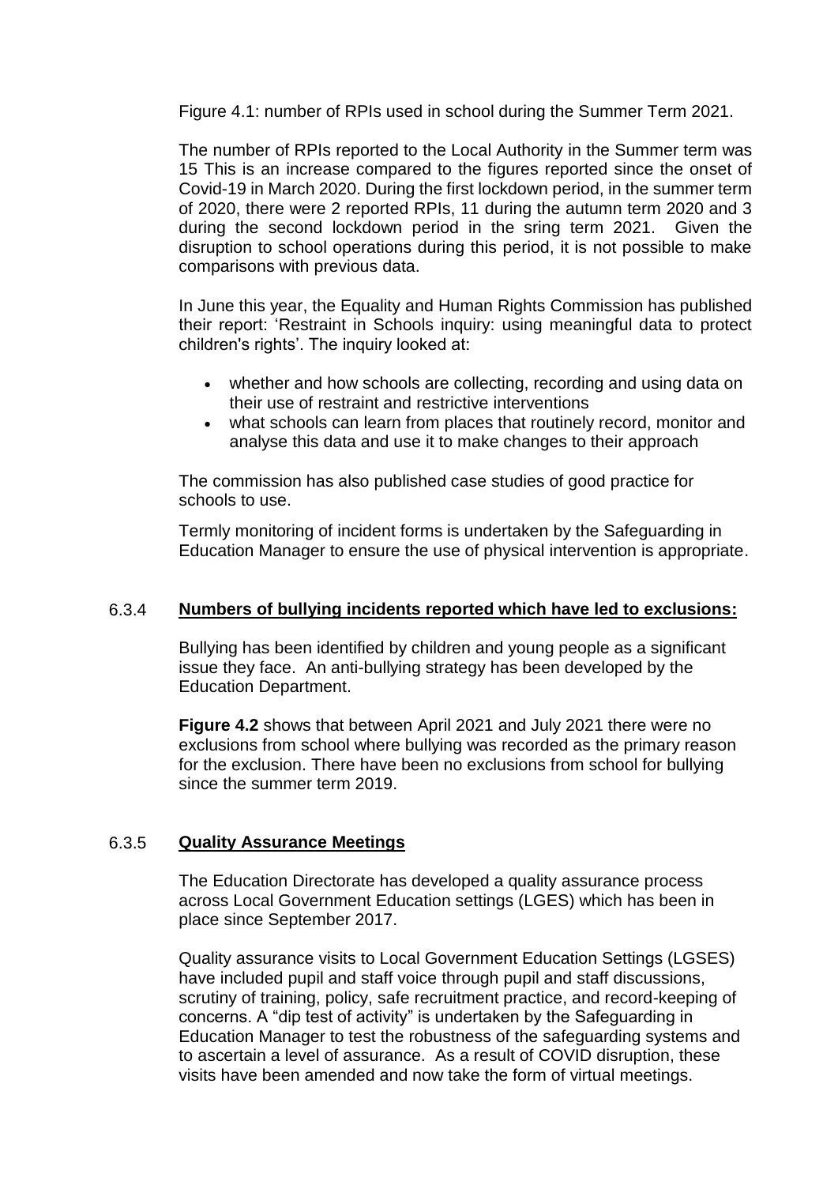Figure 4.1: number of RPIs used in school during the Summer Term 2021.

The number of RPIs reported to the Local Authority in the Summer term was 15 This is an increase compared to the figures reported since the onset of Covid-19 in March 2020. During the first lockdown period, in the summer term of 2020, there were 2 reported RPIs, 11 during the autumn term 2020 and 3 during the second lockdown period in the sring term 2021. Given the disruption to school operations during this period, it is not possible to make comparisons with previous data.

In June this year, the Equality and Human Rights Commission has published their report: 'Restraint in Schools inquiry: using meaningful data to protect children's rights'. The inquiry looked at:

- whether and how schools are collecting, recording and using data on their use of restraint and restrictive interventions
- what schools can learn from places that routinely record, monitor and analyse this data and use it to make changes to their approach

The commission has also published case studies of good practice for schools to use.

Termly monitoring of incident forms is undertaken by the Safeguarding in Education Manager to ensure the use of physical intervention is appropriate.

### 6.3.4 Numbers of bullying incidents reported which have led to exclusions:

Bullying has been identified by children and young people as a significant issue they face. An anti-bullying strategy has been developed by the Education Department.

**Figure 4.2** shows that between April 2021 and July 2021 there were no exclusions from school where bullying was recorded as the primary reason for the exclusion. There have been no exclusions from school for bullying since the summer term 2019.

### 6.3.5 Quality Assurance Meetings

The Education Directorate has developed a quality assurance process across Local Government Education settings (LGES) which has been in place since September 2017.

Quality assurance visits to Local Government Education Settings (LGSES) have included pupil and staff voice through pupil and staff discussions, scrutiny of training, policy, safe recruitment practice, and record-keeping of concerns. A "dip test of activity" is undertaken by the Safeguarding in Education Manager to test the robustness of the safeguarding systems and to ascertain a level of assurance. As a result of COVID disruption, these visits have been amended and now take the form of virtual meetings.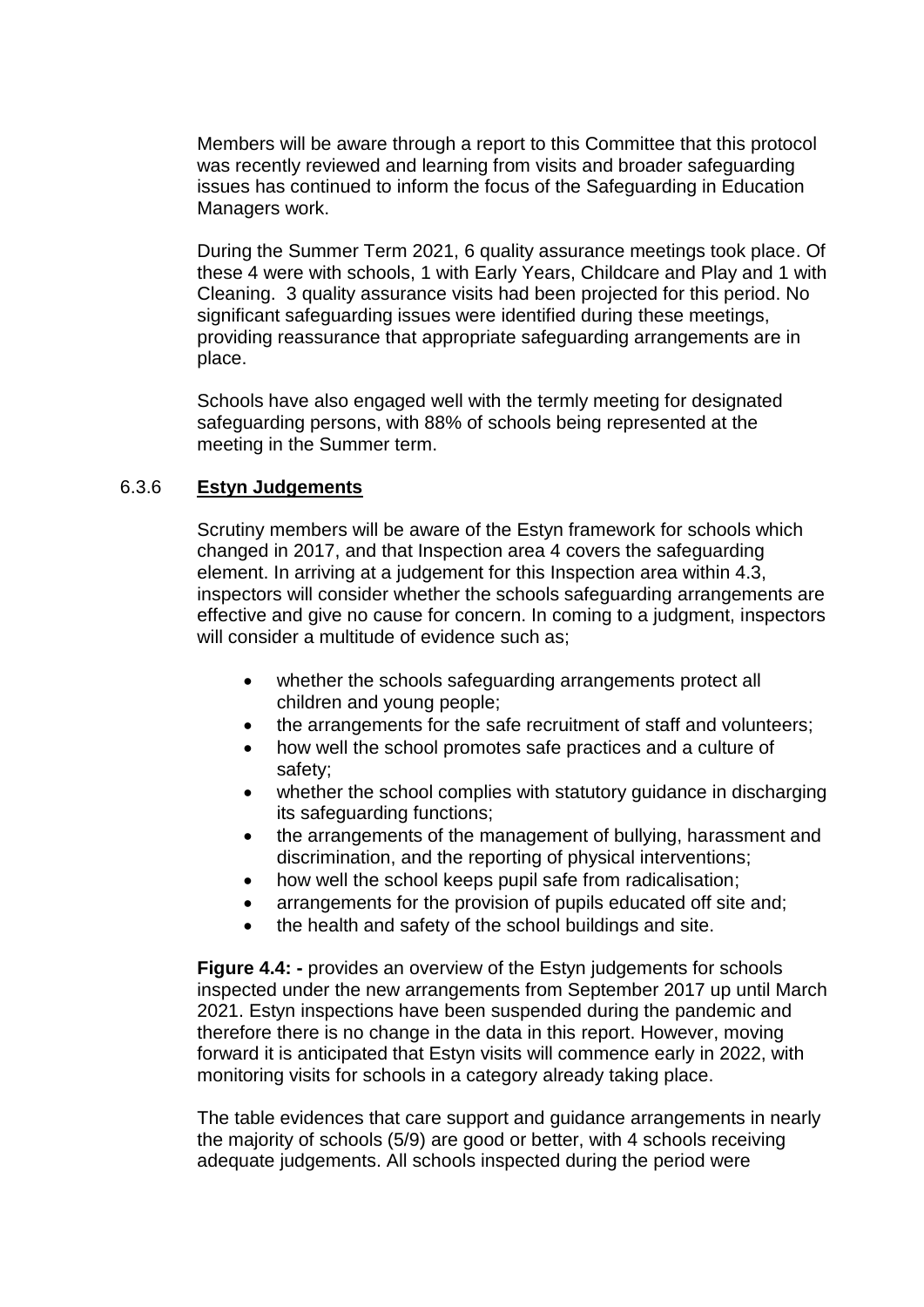Members will be aware through a report to this Committee that this protocol was recently reviewed and learning from visits and broader safeguarding issues has continued to inform the focus of the Safeguarding in Education Managers work.

During the Summer Term 2021, 6 quality assurance meetings took place. Of these 4 were with schools, 1 with Early Years, Childcare and Play and 1 with Cleaning. 3 quality assurance visits had been projected for this period. No significant safeguarding issues were identified during these meetings, providing reassurance that appropriate safeguarding arrangements are in place.

Schools have also engaged well with the termly meeting for designated safeguarding persons, with 88% of schools being represented at the meeting in the Summer term.

### 6.3.6 Estyn Judgements

Scrutiny members will be aware of the Estyn framework for schools which changed in 2017, and that Inspection area 4 covers the safeguarding element. In arriving at a judgement for this Inspection area within 4.3, inspectors will consider whether the schools safeguarding arrangements are effective and give no cause for concern. In coming to a judgment, inspectors will consider a multitude of evidence such as;

- whether the schools safeguarding arrangements protect all children and young people;
- the arrangements for the safe recruitment of staff and volunteers;
- how well the school promotes safe practices and a culture of safety;
- whether the school complies with statutory guidance in discharging its safeguarding functions;
- the arrangements of the management of bullying, harassment and discrimination, and the reporting of physical interventions;
- how well the school keeps pupil safe from radicalisation;
- arrangements for the provision of pupils educated off site and;
- the health and safety of the school buildings and site.

**Figure 4.4: -** provides an overview of the Estyn judgements for schools inspected under the new arrangements from September 2017 up until March 2021. Estyn inspections have been suspended during the pandemic and therefore there is no change in the data in this report. However, moving forward it is anticipated that Estyn visits will commence early in 2022, with monitoring visits for schools in a category already taking place.

The table evidences that care support and guidance arrangements in nearly the majority of schools (5/9) are good or better, with 4 schools receiving adequate judgements. All schools inspected during the period were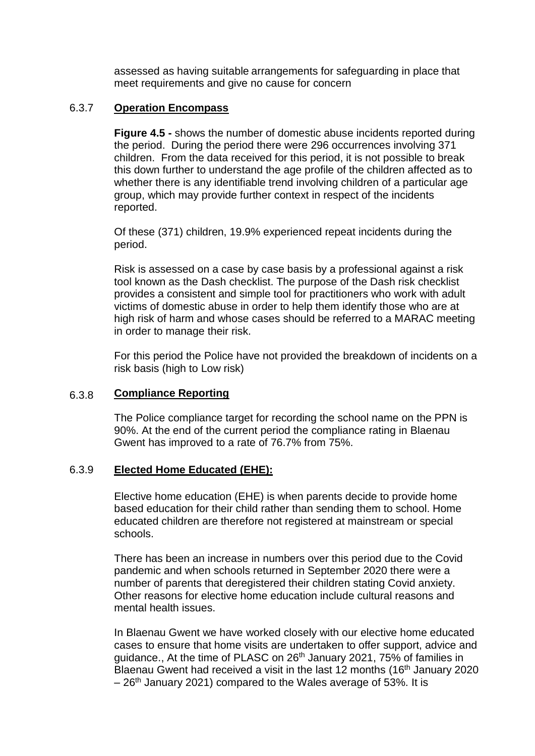assessed as having suitable arrangements for safeguarding in place that meet requirements and give no cause for concern

### 6.3.7 **Operation Encompass**

**Figure 4.5 -** shows the number of domestic abuse incidents reported during the period. During the period there were 296 occurrences involving 371 children. From the data received for this period, it is not possible to break this down further to understand the age profile of the children affected as to whether there is any identifiable trend involving children of a particular age group, which may provide further context in respect of the incidents reported.

Of these (371) children, 19.9% experienced repeat incidents during the period.

Risk is assessed on a case by case basis by a professional against a risk tool known as the Dash checklist. The purpose of the Dash risk checklist provides a consistent and simple tool for practitioners who work with adult victims of domestic abuse in order to help them identify those who are at high risk of harm and whose cases should be referred to a MARAC meeting in order to manage their risk.

For this period the Police have not provided the breakdown of incidents on a risk basis (high to Low risk)

### 6.3.8 **Compliance Reporting**

The Police compliance target for recording the school name on the PPN is 90%. At the end of the current period the compliance rating in Blaenau Gwent has improved to a rate of 76.7% from 75%.

### 6.3.9 **Elected Home Educated (EHE):**

Elective home education (EHE) is when parents decide to provide home based education for their child rather than sending them to school. Home educated children are therefore not registered at mainstream or special schools.

There has been an increase in numbers over this period due to the Covid pandemic and when schools returned in September 2020 there were a number of parents that deregistered their children stating Covid anxiety. Other reasons for elective home education include cultural reasons and mental health issues.

In Blaenau Gwent we have worked closely with our elective home educated cases to ensure that home visits are undertaken to offer support, advice and guidance., At the time of PLASC on 26th January 2021, 75% of families in Blaenau Gwent had received a visit in the last 12 months (16th January 2020 – 26th January 2021) compared to the Wales average of 53%. It is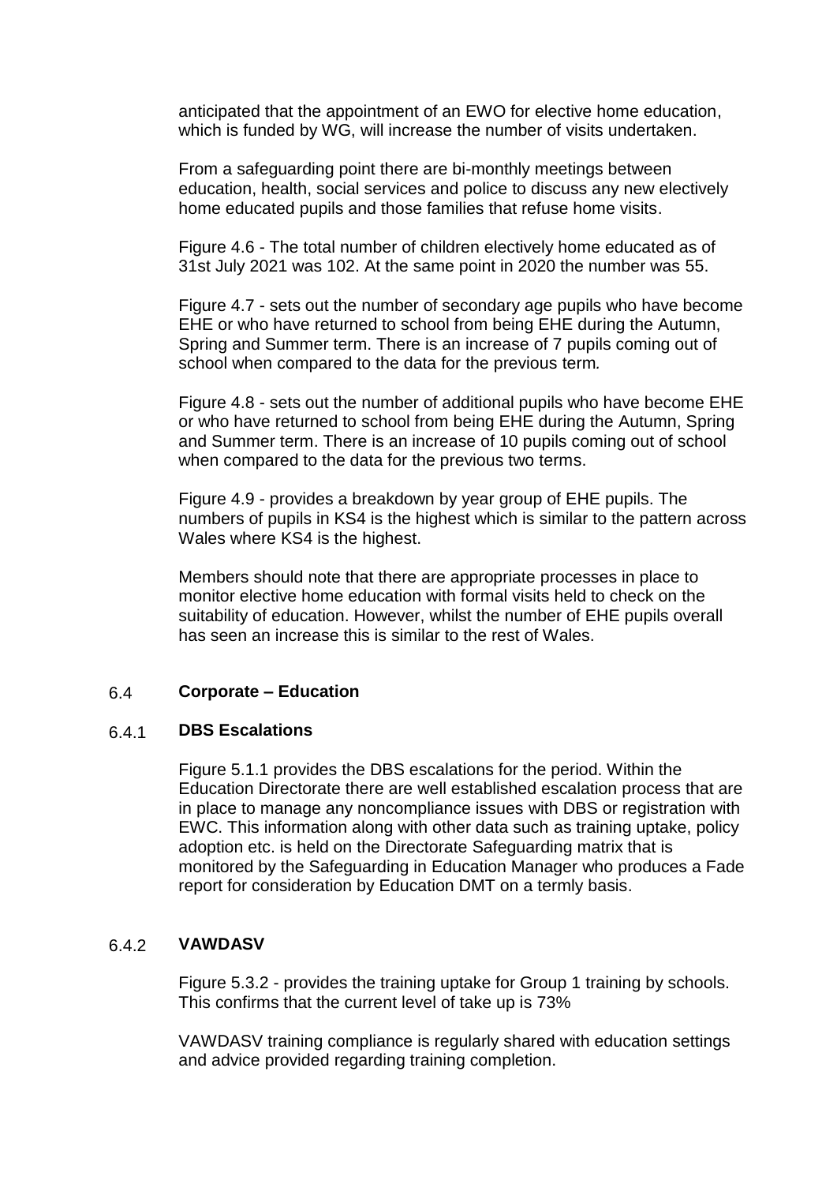anticipated that the appointment of an EWO for elective home education, which is funded by WG, will increase the number of visits undertaken.

From a safeguarding point there are bi-monthly meetings between education, health, social services and police to discuss any new electively home educated pupils and those families that refuse home visits.

Figure 4.6 - The total number of children electively home educated as of 31st July 2021 was 102. At the same point in 2020 the number was 55.

Figure 4.7 - sets out the number of secondary age pupils who have become EHE or who have returned to school from being EHE during the Autumn, Spring and Summer term. There is an increase of 7 pupils coming out of school when compared to the data for the previous term.

Figure 4.8 - sets out the number of additional pupils who have become EHE or who have returned to school from being EHE during the Autumn, Spring and Summer term. There is an increase of 10 pupils coming out of school when compared to the data for the previous two terms.

Figure 4.9 - provides a breakdown by year group of EHE pupils. The numbers of pupils in KS4 is the highest which is similar to the pattern across Wales where KS4 is the highest.

Members should note that there are appropriate processes in place to monitor elective home education with formal visits held to check on the suitability of education. However, whilst the number of EHE pupils overall has seen an increase this is similar to the rest of Wales.

## 6.4 Corporate – Education

### 6.4.1 DBS Escalations

Figure 5.1.1 provides the DBS escalations for the period. Within the Education Directorate there are well established escalation process that are in place to manage any noncompliance issues with DBS or registration with EWC. This information along with other data such as training uptake, policy adoption etc. is held on the Directorate Safeguarding matrix that is monitored by the Safeguarding in Education Manager who produces a Fade report for consideration by Education DMT on a termly basis.

### 6.4.2 VAWDASV

Figure 5.3.2 - provides the training uptake for Group 1 training by schools. This confirms that the current level of take up is 73%

VAWDASV training compliance is regularly shared with education settings and advice provided regarding training completion.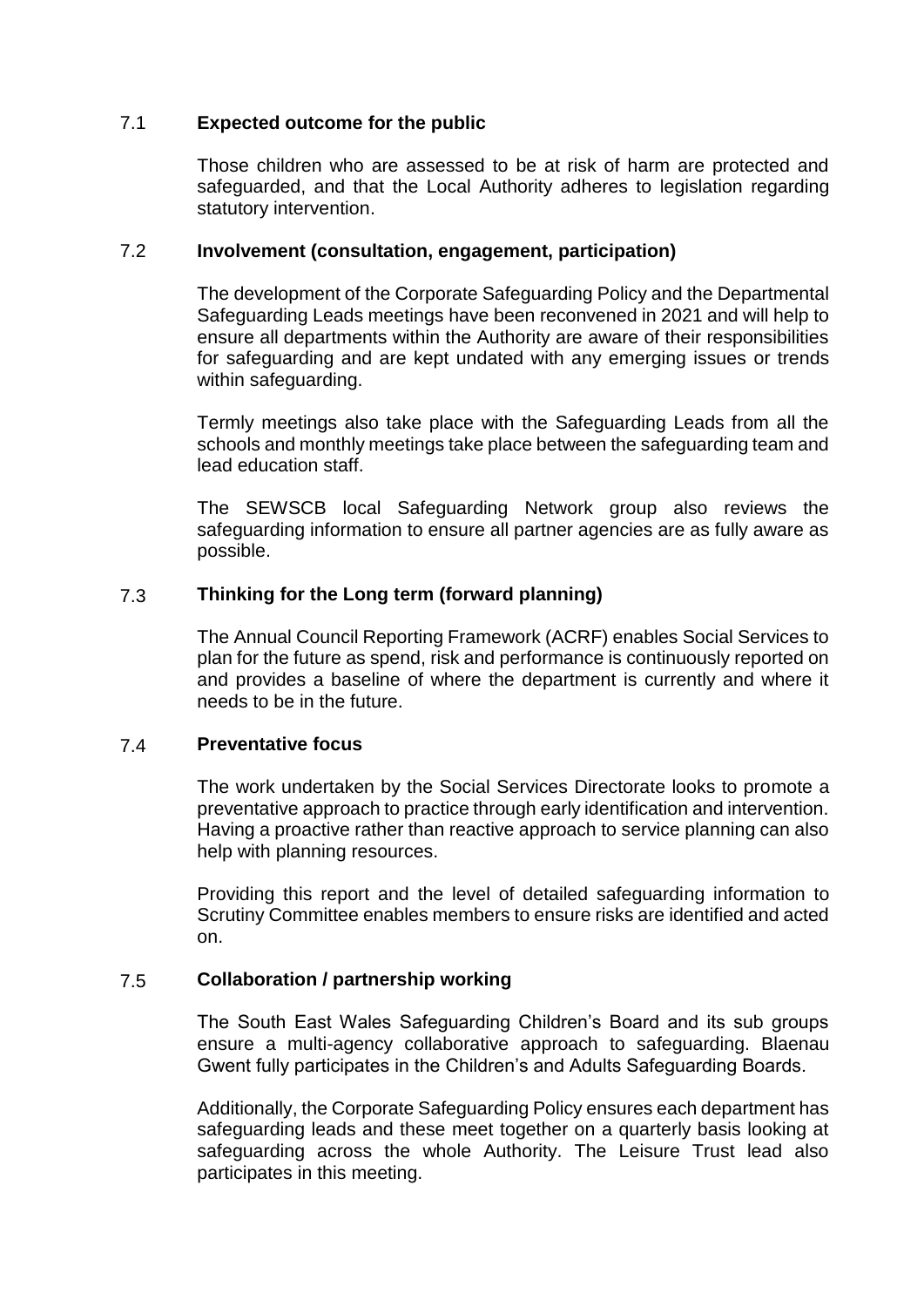### 7.1 **Expected outcome for the public**

Those children who are assessed to be at risk of harm are protected and safeguarded, and that the Local Authority adheres to legislation regarding statutory intervention.

### 7.2 **Involvement (consultation, engagement, participation)**

The development of the Corporate Safeguarding Policy and the Departmental Safeguarding Leads meetings have been reconvened in 2021 and will help to ensure all departments within the Authority are aware of their responsibilities for safeguarding and are kept undated with any emerging issues or trends within safeguarding.

Termly meetings also take place with the Safeguarding Leads from all the schools and monthly meetings take place between the safeguarding team and lead education staff.

The SEWSCB local Safeguarding Network group also reviews the safeguarding information to ensure all partner agencies are as fully aware as possible.

### 7.3 **Thinking for the Long term (forward planning)**

The Annual Council Reporting Framework (ACRF) enables Social Services to plan for the future as spend, risk and performance is continuously reported on and provides a baseline of where the department is currently and where it needs to be in the future.

### 7.4 **Preventative focus**

The work undertaken by the Social Services Directorate looks to promote a preventative approach to practice through early identification and intervention. Having a proactive rather than reactive approach to service planning can also help with planning resources.

Providing this report and the level of detailed safeguarding information to Scrutiny Committee enables members to ensure risks are identified and acted on.

### 7.5 **Collaboration / partnership working**

The South East Wales Safeguarding Children's Board and its sub groups ensure a multi-agency collaborative approach to safeguarding. Blaenau Gwent fully participates in the Children's and Adults Safeguarding Boards.

Additionally, the Corporate Safeguarding Policy ensures each department has safeguarding leads and these meet together on a quarterly basis looking at safeguarding across the whole Authority. The Leisure Trust lead also participates in this meeting.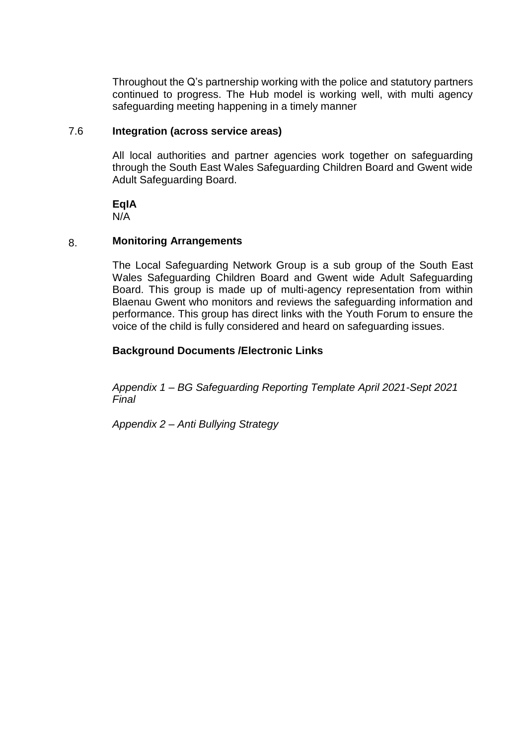Throughout the Q's partnership working with the police and statutory partners continued to progress. The Hub model is working well, with multi agency safeguarding meeting happening in a timely manner

### 7.6 Integration (across service areas)

All local authorities and partner agencies work together on safeguarding through the South East Wales Safeguarding Children Board and Gwent wide Adult Safeguarding Board.

**EqIA**
N/A

## 8. Monitoring Arrangements

The Local Safeguarding Network Group is a sub group of the South East Wales Safeguarding Children Board and Gwent wide Adult Safeguarding Board. This group is made up of multi-agency representation from within Blaenau Gwent who monitors and reviews the safeguarding information and performance. This group has direct links with the Youth Forum to ensure the voice of the child is fully considered and heard on safeguarding issues.

**Background Documents /Electronic Links**

*Appendix 1 – BG Safeguarding Reporting Template April 2021-Sept 2021 Final*

*Appendix 2 – Anti Bullying Strategy*